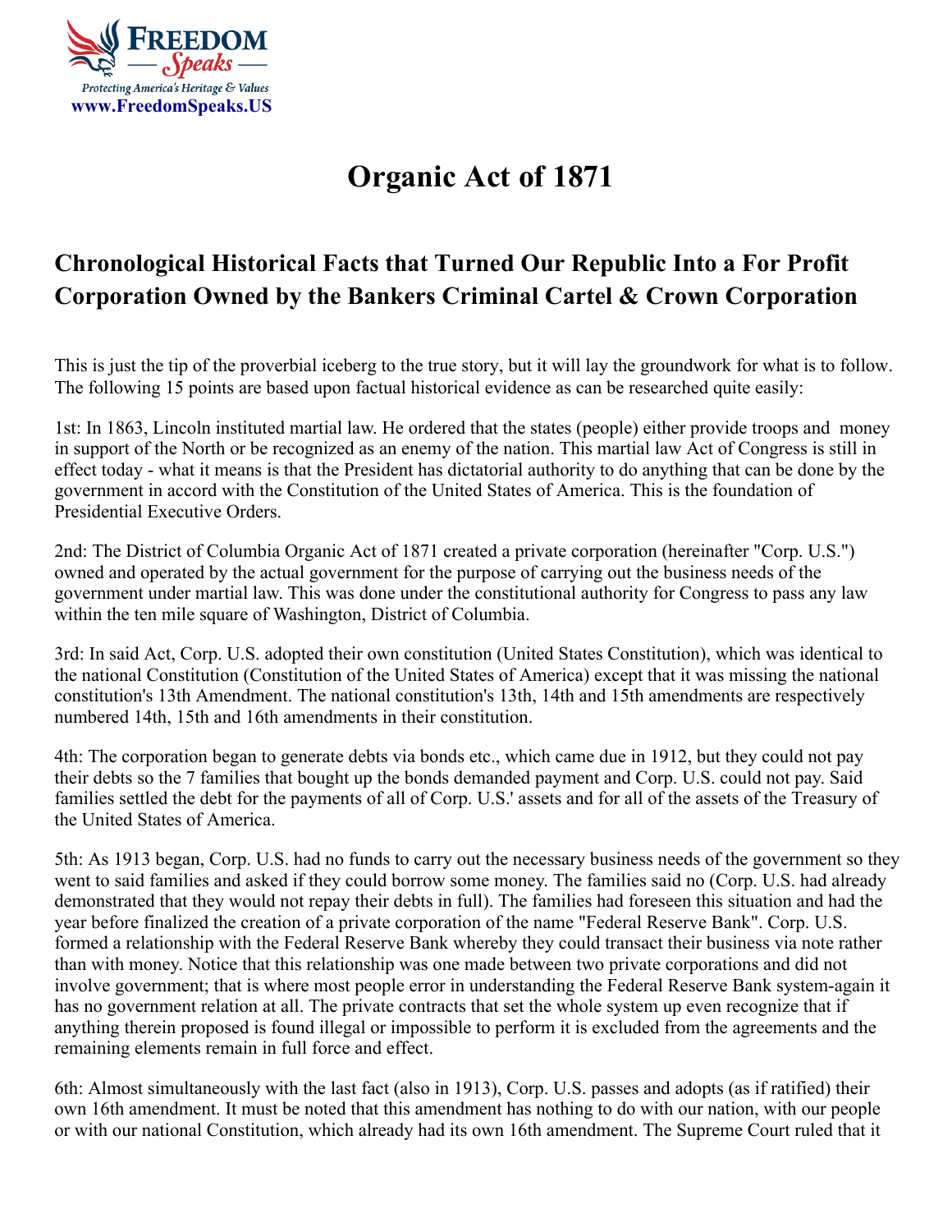FREEDOM — Speaks —
Protecting America's Heritage & Values
www.FreedomSpeaks.US

# Organic Act of 1871

## Chronological Historical Facts that Turned Our Republic Into a For Profit Corporation Owned by the Bankers Criminal Cartel & Crown Corporation

This is just the tip of the proverbial iceberg to the true story, but it will lay the groundwork for what is to follow. The following 15 points are based upon factual historical evidence as can be researched quite easily:

1st: In 1863, Lincoln instituted martial law. He ordered that the states (people) either provide troops and money in support of the North or be recognized as an enemy of the nation. This martial law Act of Congress is still in effect today - what it means is that the President has dictatorial authority to do anything that can be done by the government in accord with the Constitution of the United States of America. This is the foundation of Presidential Executive Orders.

2nd: The District of Columbia Organic Act of 1871 created a private corporation (hereinafter "Corp. U.S.") owned and operated by the actual government for the purpose of carrying out the business needs of the government under martial law. This was done under the constitutional authority for Congress to pass any law within the ten mile square of Washington, District of Columbia.

3rd: In said Act, Corp. U.S. adopted their own constitution (United States Constitution), which was identical to the national Constitution (Constitution of the United States of America) except that it was missing the national constitution's 13th Amendment. The national constitution's 13th, 14th and 15th amendments are respectively numbered 14th, 15th and 16th amendments in their constitution.

4th: The corporation began to generate debts via bonds etc., which came due in 1912, but they could not pay their debts so the 7 families that bought up the bonds demanded payment and Corp. U.S. could not pay. Said families settled the debt for the payments of all of Corp. U.S.' assets and for all of the assets of the Treasury of the United States of America.

5th: As 1913 began, Corp. U.S. had no funds to carry out the necessary business needs of the government so they went to said families and asked if they could borrow some money. The families said no (Corp. U.S. had already demonstrated that they would not repay their debts in full). The families had foreseen this situation and had the year before finalized the creation of a private corporation of the name "Federal Reserve Bank". Corp. U.S. formed a relationship with the Federal Reserve Bank whereby they could transact their business via note rather than with money. Notice that this relationship was one made between two private corporations and did not involve government; that is where most people error in understanding the Federal Reserve Bank system-again it has no government relation at all. The private contracts that set the whole system up even recognize that if anything therein proposed is found illegal or impossible to perform it is excluded from the agreements and the remaining elements remain in full force and effect.

6th: Almost simultaneously with the last fact (also in 1913), Corp. U.S. passes and adopts (as if ratified) their own 16th amendment. It must be noted that this amendment has nothing to do with our nation, with our people or with our national Constitution, which already had its own 16th amendment. The Supreme Court ruled that it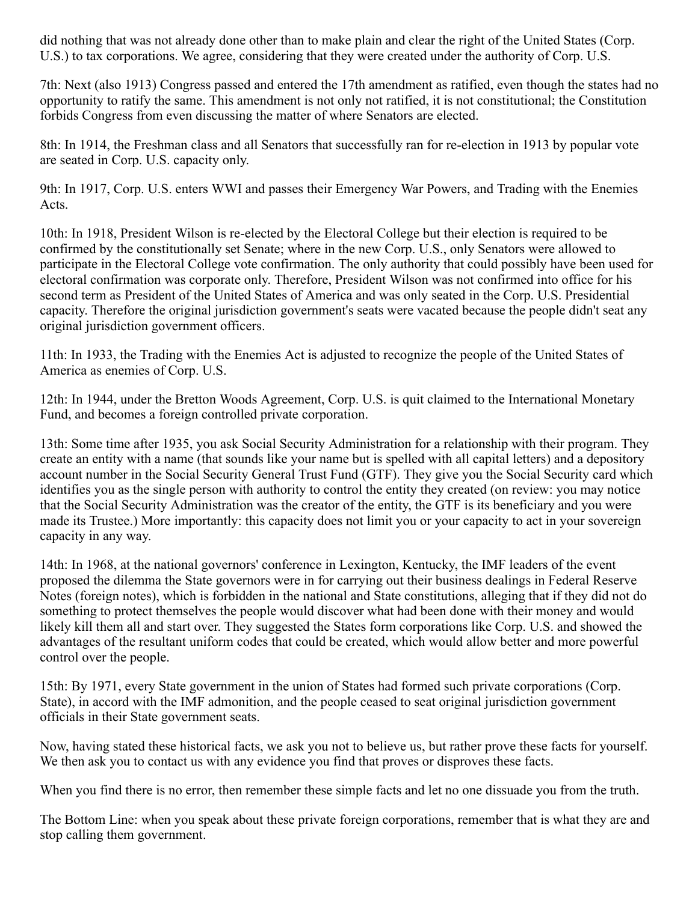did nothing that was not already done other than to make plain and clear the right of the United States (Corp. U.S.) to tax corporations. We agree, considering that they were created under the authority of Corp. U.S.

7th: Next (also 1913) Congress passed and entered the 17th amendment as ratified, even though the states had no opportunity to ratify the same. This amendment is not only not ratified, it is not constitutional; the Constitution forbids Congress from even discussing the matter of where Senators are elected.

8th: In 1914, the Freshman class and all Senators that successfully ran for re-election in 1913 by popular vote are seated in Corp. U.S. capacity only.

9th: In 1917, Corp. U.S. enters WWI and passes their Emergency War Powers, and Trading with the Enemies Acts.

10th: In 1918, President Wilson is re-elected by the Electoral College but their election is required to be confirmed by the constitutionally set Senate; where in the new Corp. U.S., only Senators were allowed to participate in the Electoral College vote confirmation. The only authority that could possibly have been used for electoral confirmation was corporate only. Therefore, President Wilson was not confirmed into office for his second term as President of the United States of America and was only seated in the Corp. U.S. Presidential capacity. Therefore the original jurisdiction government's seats were vacated because the people didn't seat any original jurisdiction government officers.

11th: In 1933, the Trading with the Enemies Act is adjusted to recognize the people of the United States of America as enemies of Corp. U.S.

12th: In 1944, under the Bretton Woods Agreement, Corp. U.S. is quit claimed to the International Monetary Fund, and becomes a foreign controlled private corporation.

13th: Some time after 1935, you ask Social Security Administration for a relationship with their program. They create an entity with a name (that sounds like your name but is spelled with all capital letters) and a depository account number in the Social Security General Trust Fund (GTF). They give you the Social Security card which identifies you as the single person with authority to control the entity they created (on review: you may notice that the Social Security Administration was the creator of the entity, the GTF is its beneficiary and you were made its Trustee.) More importantly: this capacity does not limit you or your capacity to act in your sovereign capacity in any way.

14th: In 1968, at the national governors' conference in Lexington, Kentucky, the IMF leaders of the event proposed the dilemma the State governors were in for carrying out their business dealings in Federal Reserve Notes (foreign notes), which is forbidden in the national and State constitutions, alleging that if they did not do something to protect themselves the people would discover what had been done with their money and would likely kill them all and start over. They suggested the States form corporations like Corp. U.S. and showed the advantages of the resultant uniform codes that could be created, which would allow better and more powerful control over the people.

15th: By 1971, every State government in the union of States had formed such private corporations (Corp. State), in accord with the IMF admonition, and the people ceased to seat original jurisdiction government officials in their State government seats.

Now, having stated these historical facts, we ask you not to believe us, but rather prove these facts for yourself. We then ask you to contact us with any evidence you find that proves or disproves these facts.

When you find there is no error, then remember these simple facts and let no one dissuade you from the truth.

The Bottom Line: when you speak about these private foreign corporations, remember that is what they are and stop calling them government.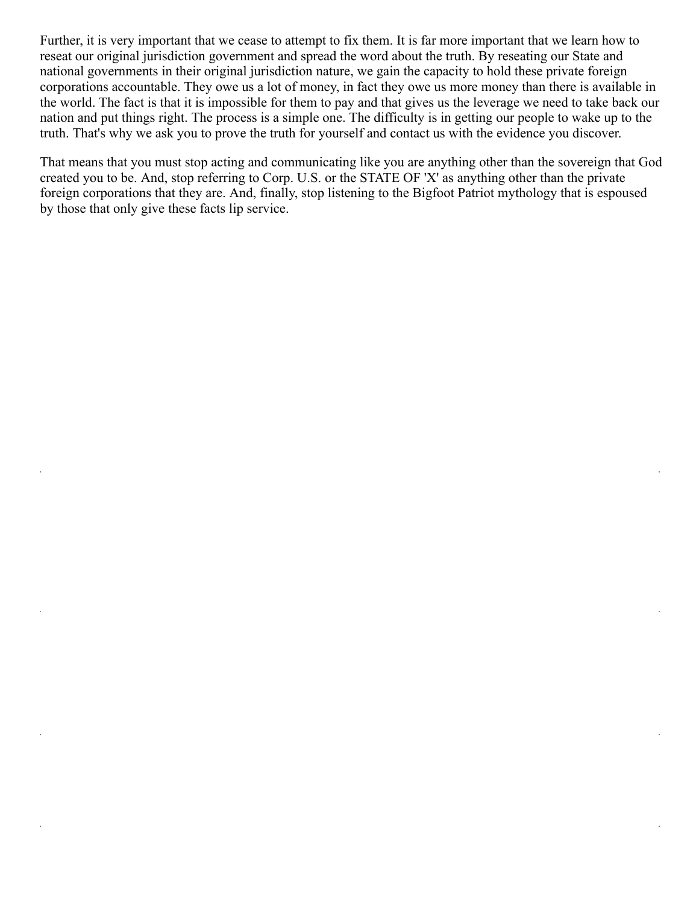Further, it is very important that we cease to attempt to fix them. It is far more important that we learn how to reseat our original jurisdiction government and spread the word about the truth. By reseating our State and national governments in their original jurisdiction nature, we gain the capacity to hold these private foreign corporations accountable. They owe us a lot of money, in fact they owe us more money than there is available in the world. The fact is that it is impossible for them to pay and that gives us the leverage we need to take back our nation and put things right. The process is a simple one. The difficulty is in getting our people to wake up to the truth. That's why we ask you to prove the truth for yourself and contact us with the evidence you discover.

That means that you must stop acting and communicating like you are anything other than the sovereign that God created you to be. And, stop referring to Corp. U.S. or the STATE OF 'X' as anything other than the private foreign corporations that they are. And, finally, stop listening to the Bigfoot Patriot mythology that is espoused by those that only give these facts lip service.